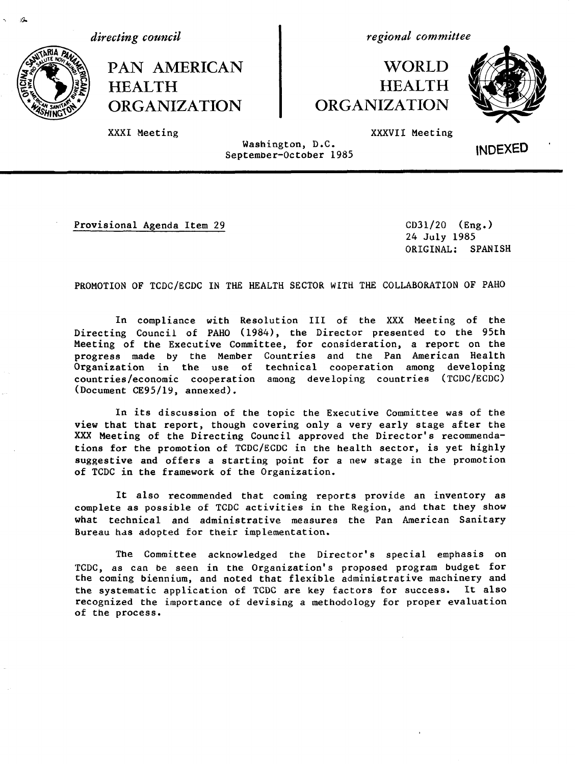*directing council*

PAN AMERICAN HEALTH ORGANIZATION

XXXI Meeting

*regional committee*

WORLD HEALTH ORGANIZATION

XXXVII Meeting

Washington, D.C.
September-October 1985

INDEXED

Provisional Agenda Item 29

CD31/20 (Eng.)
24 July 1985
ORIGINAL: SPANISH

PROMOTION OF TCDC/ECDC IN THE HEALTH SECTOR WITH THE COLLABORATION OF PAHO

In compliance with Resolution III of the XXX Meeting of the Directing Council of PAHO (1984), the Director presented to the 95th Meeting of the Executive Committee, for consideration, a report on the progress made by the Member Countries and the Pan American Health Organization in the use of technical cooperation among developing countries/economic cooperation among developing countries (TCDC/ECDC) (Document CE95/19, annexed).

In its discussion of the topic the Executive Committee was of the view that that report, though covering only a very early stage after the XXX Meeting of the Directing Council approved the Director's recommendations for the promotion of TCDC/ECDC in the health sector, is yet highly suggestive and offers a starting point for a new stage in the promotion of TCDC in the framework of the Organization.

It also recommended that coming reports provide an inventory as complete as possible of TCDC activities in the Region, and that they show what technical and administrative measures the Pan American Sanitary Bureau has adopted for their implementation.

The Committee acknowledged the Director's special emphasis on TCDC, as can be seen in the Organization's proposed program budget for the coming biennium, and noted that flexible administrative machinery and the systematic application of TCDC are key factors for success. It also recognized the importance of devising a methodology for proper evaluation of the process.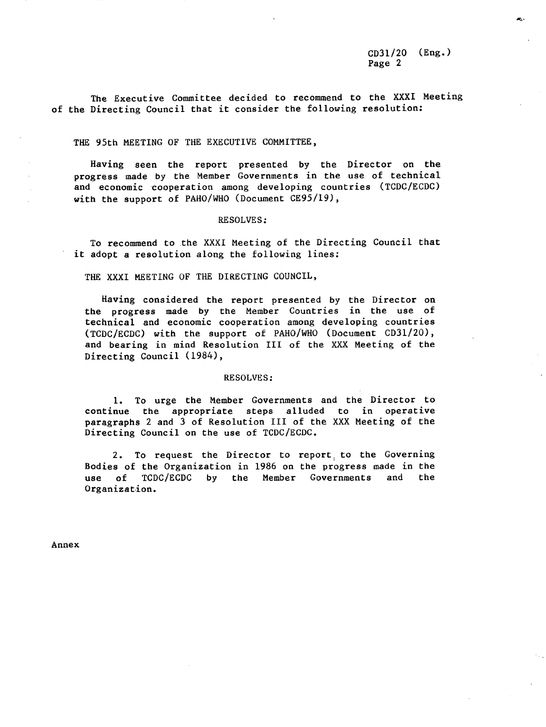The Executive Committee decided to recommend to the XXXI Meeting of the Directing Council that it consider the following resolution:

THE 95th MEETING OF THE EXECUTIVE COMMITTEE,

Having seen the report presented by the Director on the progress made by the Member Governments in the use of technical and economic cooperation among developing countries (TCDC/ECDC) with the support of PAHO/WHO (Document CE95/19),

RESOLVES:

To recommend to the XXXI Meeting of the Directing Council that it adopt a resolution along the following lines:

THE XXXI MEETING OF THE DIRECTING COUNCIL,

Having considered the report presented by the Director on the progress made by the Member Countries in the use of technical and economic cooperation among developing countries (TCDC/ECDC) with the support of PAHO/WHO (Document CD31/20), and bearing in mind Resolution III of the XXX Meeting of the Directing Council (1984),

RESOLVES:

1. To urge the Member Governments and the Director to continue the appropriate steps alluded to in operative paragraphs 2 and 3 of Resolution III of the XXX Meeting of the Directing Council on the use of TCDC/ECDC.

2. To request the Director to report to the Governing Bodies of the Organization in 1986 on the progress made in the use of TCDC/ECDC by the Member Governments and the Organization.

Annex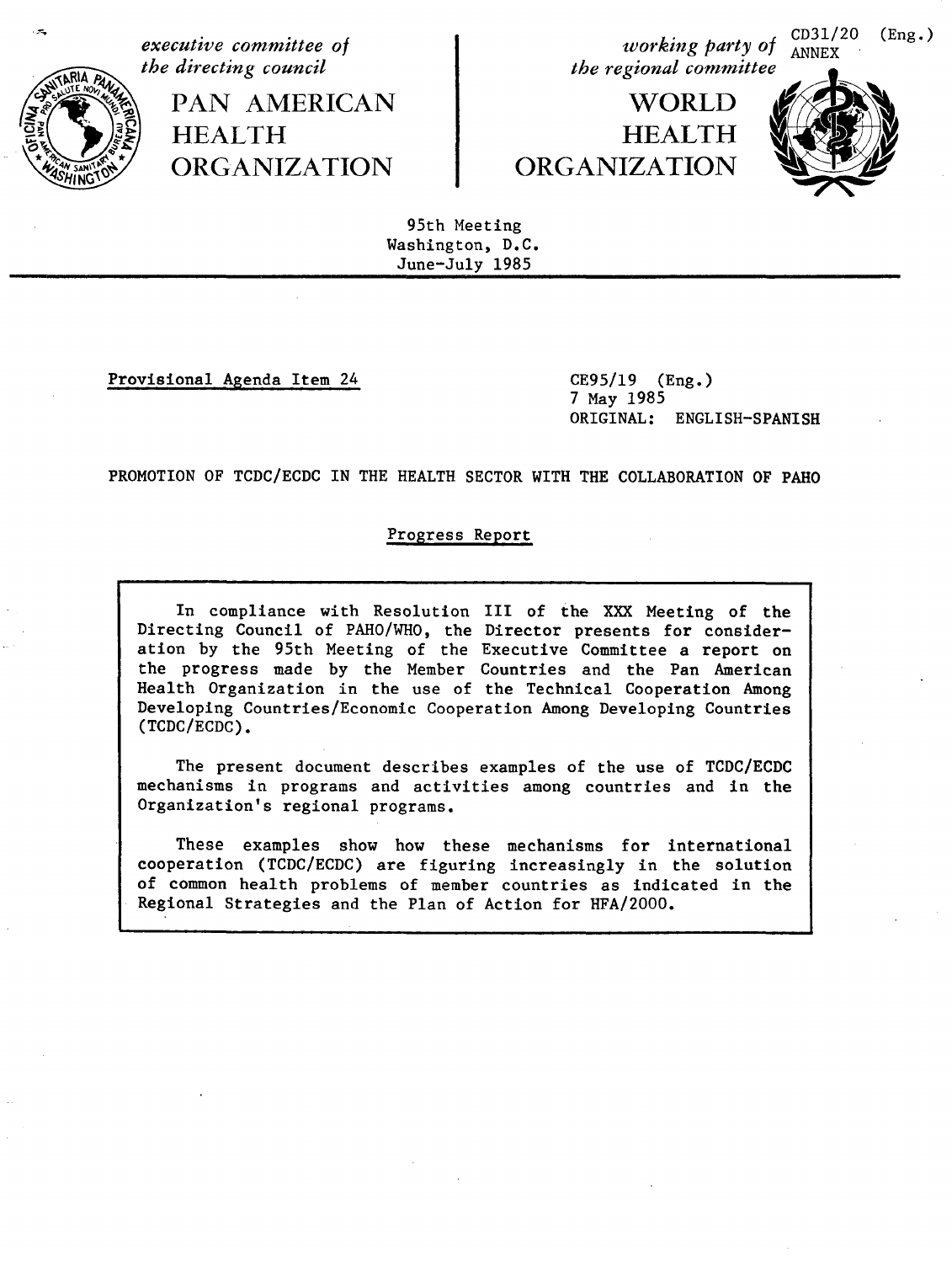CD31/20 (Eng.)
ANNEX

*executive committee of the directing council*

PAN AMERICAN HEALTH ORGANIZATION

*working party of the regional committee*

WORLD HEALTH ORGANIZATION

95th Meeting
Washington, D.C.
June-July 1985

Provisional Agenda Item 24

CE95/19 (Eng.)
7 May 1985
ORIGINAL: ENGLISH-SPANISH

PROMOTION OF TCDC/ECDC IN THE HEALTH SECTOR WITH THE COLLABORATION OF PAHO

Progress Report

In compliance with Resolution III of the XXX Meeting of the Directing Council of PAHO/WHO, the Director presents for consideration by the 95th Meeting of the Executive Committee a report on the progress made by the Member Countries and the Pan American Health Organization in the use of the Technical Cooperation Among Developing Countries/Economic Cooperation Among Developing Countries (TCDC/ECDC).

The present document describes examples of the use of TCDC/ECDC mechanisms in programs and activities among countries and in the Organization's regional programs.

These examples show how these mechanisms for international cooperation (TCDC/ECDC) are figuring increasingly in the solution of common health problems of member countries as indicated in the Regional Strategies and the Plan of Action for HFA/2000.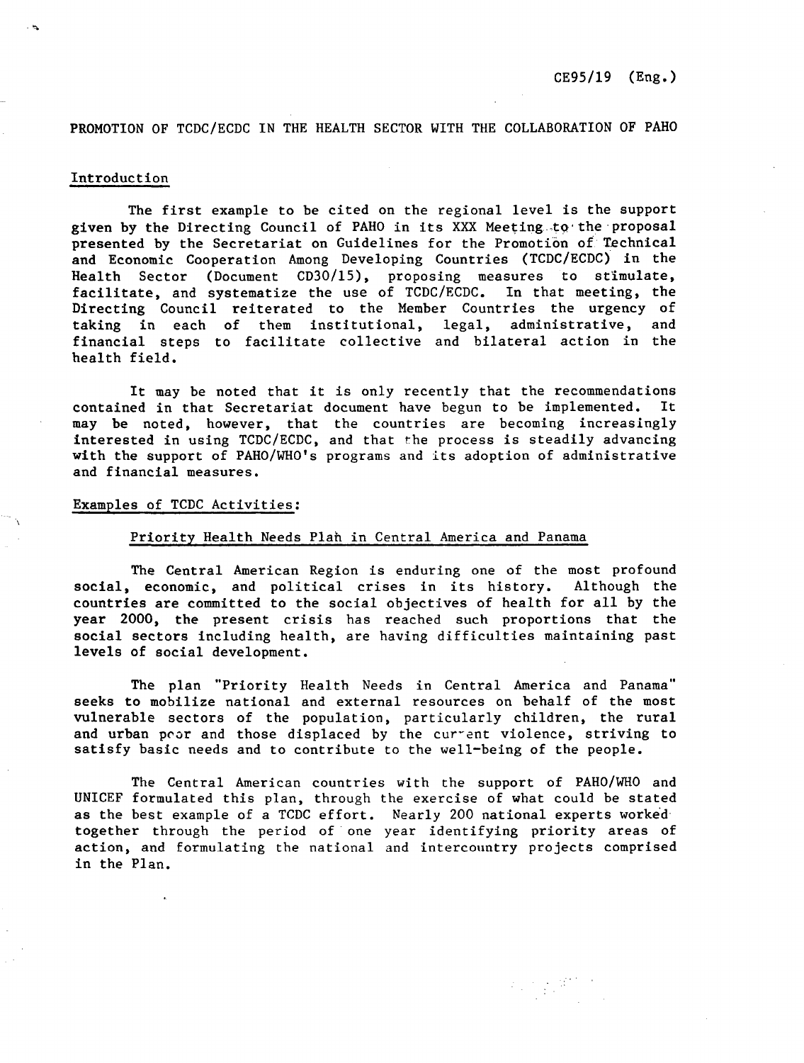PROMOTION OF TCDC/ECDC IN THE HEALTH SECTOR WITH THE COLLABORATION OF PAHO

## Introduction

The first example to be cited on the regional level is the support given by the Directing Council of PAHO in its XXX Meeting to the proposal presented by the Secretariat on Guidelines for the Promotion of Technical and Economic Cooperation Among Developing Countries (TCDC/ECDC) in the Health Sector (Document CD30/15), proposing measures to stimulate, facilitate, and systematize the use of TCDC/ECDC. In that meeting, the Directing Council reiterated to the Member Countries the urgency of taking in each of them institutional, legal, administrative, and financial steps to facilitate collective and bilateral action in the health field.

It may be noted that it is only recently that the recommendations contained in that Secretariat document have begun to be implemented. It may be noted, however, that the countries are becoming increasingly interested in using TCDC/ECDC, and that the process is steadily advancing with the support of PAHO/WHO's programs and its adoption of administrative and financial measures.

## Examples of TCDC Activities:

### Priority Health Needs Plan in Central America and Panama

The Central American Region is enduring one of the most profound social, economic, and political crises in its history. Although the countries are committed to the social objectives of health for all by the year 2000, the present crisis has reached such proportions that the social sectors including health, are having difficulties maintaining past levels of social development.

The plan "Priority Health Needs in Central America and Panama" seeks to mobilize national and external resources on behalf of the most vulnerable sectors of the population, particularly children, the rural and urban poor and those displaced by the current violence, striving to satisfy basic needs and to contribute to the well-being of the people.

The Central American countries with the support of PAHO/WHO and UNICEF formulated this plan, through the exercise of what could be stated as the best example of a TCDC effort. Nearly 200 national experts worked together through the period of one year identifying priority areas of action, and formulating the national and intercountry projects comprised in the Plan.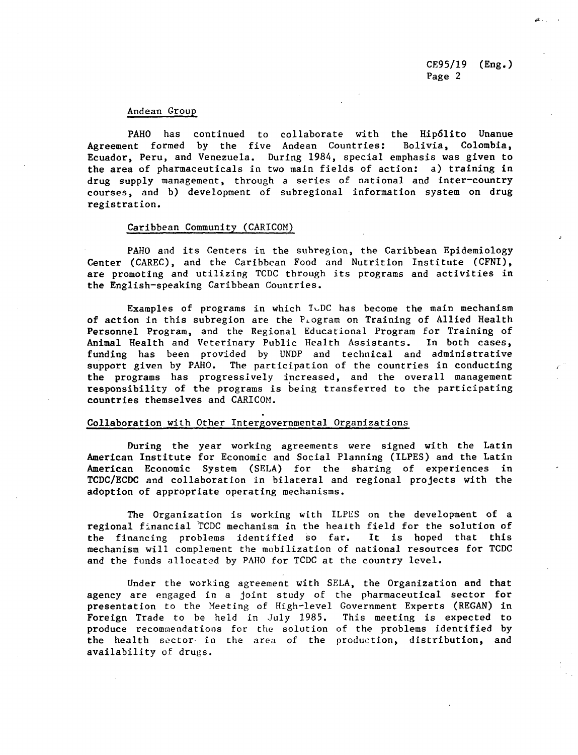### Andean Group

PAHO has continued to collaborate with the Hipólito Unanue Agreement formed by the five Andean Countries: Bolivia, Colombia, Ecuador, Peru, and Venezuela. During 1984, special emphasis was given to the area of pharmaceuticals in two main fields of action: a) training in drug supply management, through a series of national and inter-country courses, and b) development of subregional information system on drug registration.

### Caribbean Community (CARICOM)

PAHO and its Centers in the subregion, the Caribbean Epidemiology Center (CAREC), and the Caribbean Food and Nutrition Institute (CFNI), are promoting and utilizing TCDC through its programs and activities in the English-speaking Caribbean Countries.

Examples of programs in which TCDC has become the main mechanism of action in this subregion are the Program on Training of Allied Health Personnel Program, and the Regional Educational Program for Training of Animal Health and Veterinary Public Health Assistants. In both cases, funding has been provided by UNDP and technical and administrative support given by PAHO. The participation of the countries in conducting the programs has progressively increased, and the overall management responsibility of the programs is being transferred to the participating countries themselves and CARICOM.

## Collaboration with Other Intergovernmental Organizations

During the year working agreements were signed with the Latin American Institute for Economic and Social Planning (ILPES) and the Latin American Economic System (SELA) for the sharing of experiences in TCDC/ECDC and collaboration in bilateral and regional projects with the adoption of appropriate operating mechanisms.

The Organization is working with ILPES on the development of a regional financial TCDC mechanism in the health field for the solution of the financing problems identified so far. It is hoped that this mechanism will complement the mobilization of national resources for TCDC and the funds allocated by PAHO for TCDC at the country level.

Under the working agreement with SELA, the Organization and that agency are engaged in a joint study of the pharmaceutical sector for presentation to the Meeting of High-level Government Experts (REGAN) in Foreign Trade to be held in July 1985. This meeting is expected to produce recommendations for the solution of the problems identified by the health sector in the area of the production, distribution, and availability of drugs.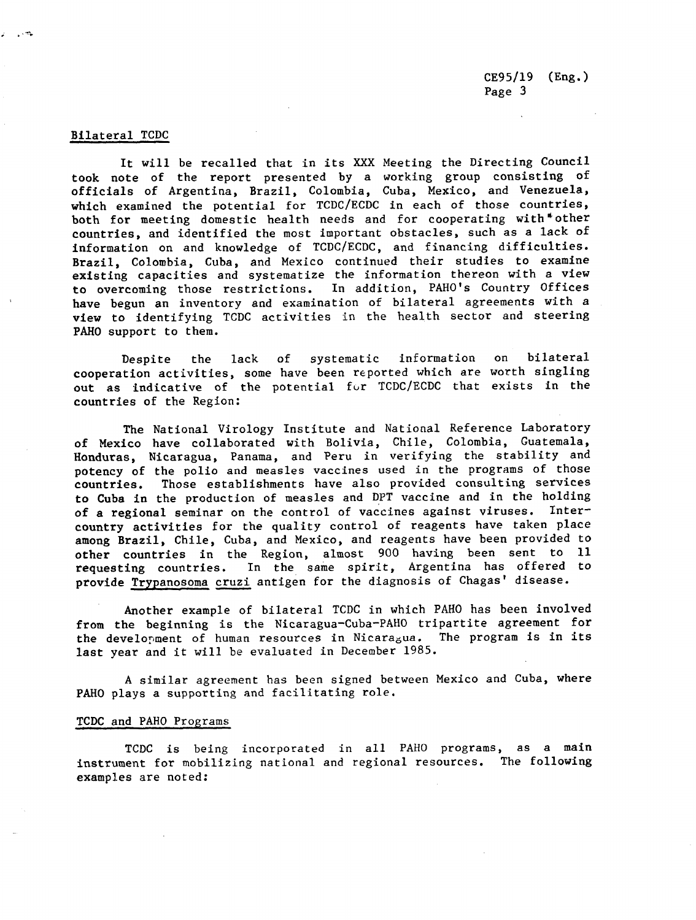## Bilateral TCDC

It will be recalled that in its XXX Meeting the Directing Council took note of the report presented by a working group consisting of officials of Argentina, Brazil, Colombia, Cuba, Mexico, and Venezuela, which examined the potential for TCDC/ECDC in each of those countries, both for meeting domestic health needs and for cooperating with other countries, and identified the most important obstacles, such as a lack of information on and knowledge of TCDC/ECDC, and financing difficulties. Brazil, Colombia, Cuba, and Mexico continued their studies to examine existing capacities and systematize the information thereon with a view to overcoming those restrictions. In addition, PAHO's Country Offices have begun an inventory and examination of bilateral agreements with a view to identifying TCDC activities in the health sector and steering PAHO support to them.

Despite the lack of systematic information on bilateral cooperation activities, some have been reported which are worth singling out as indicative of the potential for TCDC/ECDC that exists in the countries of the Region:

The National Virology Institute and National Reference Laboratory of Mexico have collaborated with Bolivia, Chile, Colombia, Guatemala, Honduras, Nicaragua, Panama, and Peru in verifying the stability and potency of the polio and measles vaccines used in the programs of those countries. Those establishments have also provided consulting services to Cuba in the production of measles and DPT vaccine and in the holding of a regional seminar on the control of vaccines against viruses. Inter-country activities for the quality control of reagents have taken place among Brazil, Chile, Cuba, and Mexico, and reagents have been provided to other countries in the Region, almost 900 having been sent to 11 requesting countries. In the same spirit, Argentina has offered to provide *Trypanosoma cruzi* antigen for the diagnosis of Chagas' disease.

Another example of bilateral TCDC in which PAHO has been involved from the beginning is the Nicaragua-Cuba-PAHO tripartite agreement for the development of human resources in Nicaragua. The program is in its last year and it will be evaluated in December 1985.

A similar agreement has been signed between Mexico and Cuba, where PAHO plays a supporting and facilitating role.

## TCDC and PAHO Programs

TCDC is being incorporated in all PAHO programs, as a main instrument for mobilizing national and regional resources. The following examples are noted: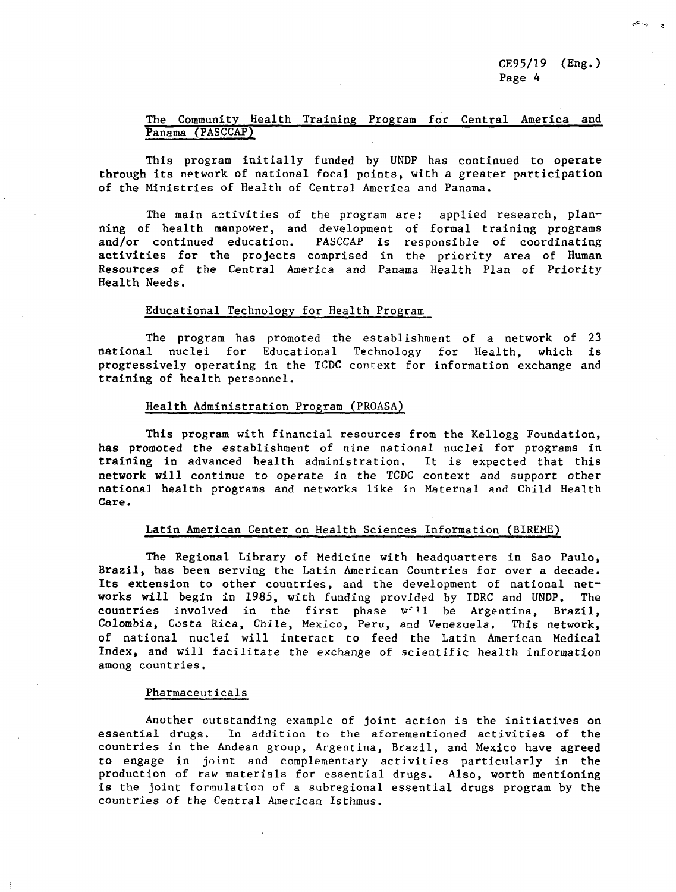## The Community Health Training Program for Central America and Panama (PASCCAP)

This program initially funded by UNDP has continued to operate through its network of national focal points, with a greater participation of the Ministries of Health of Central America and Panama.

The main activities of the program are: applied research, planning of health manpower, and development of formal training programs and/or continued education. PASCCAP is responsible of coordinating activities for the projects comprised in the priority area of Human Resources of the Central America and Panama Health Plan of Priority Health Needs.

### Educational Technology for Health Program

The program has promoted the establishment of a network of 23 national nuclei for Educational Technology for Health, which is progressively operating in the TCDC context for information exchange and training of health personnel.

### Health Administration Program (PROASA)

This program with financial resources from the Kellogg Foundation, has promoted the establishment of nine national nuclei for programs in training in advanced health administration. It is expected that this network will continue to operate in the TCDC context and support other national health programs and networks like in Maternal and Child Health Care.

### Latin American Center on Health Sciences Information (BIREME)

The Regional Library of Medicine with headquarters in Sao Paulo, Brazil, has been serving the Latin American Countries for over a decade. Its extension to other countries, and the development of national networks will begin in 1985, with funding provided by IDRC and UNDP. The countries involved in the first phase will be Argentina, Brazil, Colombia, Costa Rica, Chile, Mexico, Peru, and Venezuela. This network, of national nuclei will interact to feed the Latin American Medical Index, and will facilitate the exchange of scientific health information among countries.

### Pharmaceuticals

Another outstanding example of joint action is the initiatives on essential drugs. In addition to the aforementioned activities of the countries in the Andean group, Argentina, Brazil, and Mexico have agreed to engage in joint and complementary activities particularly in the production of raw materials for essential drugs. Also, worth mentioning is the joint formulation of a subregional essential drugs program by the countries of the Central American Isthmus.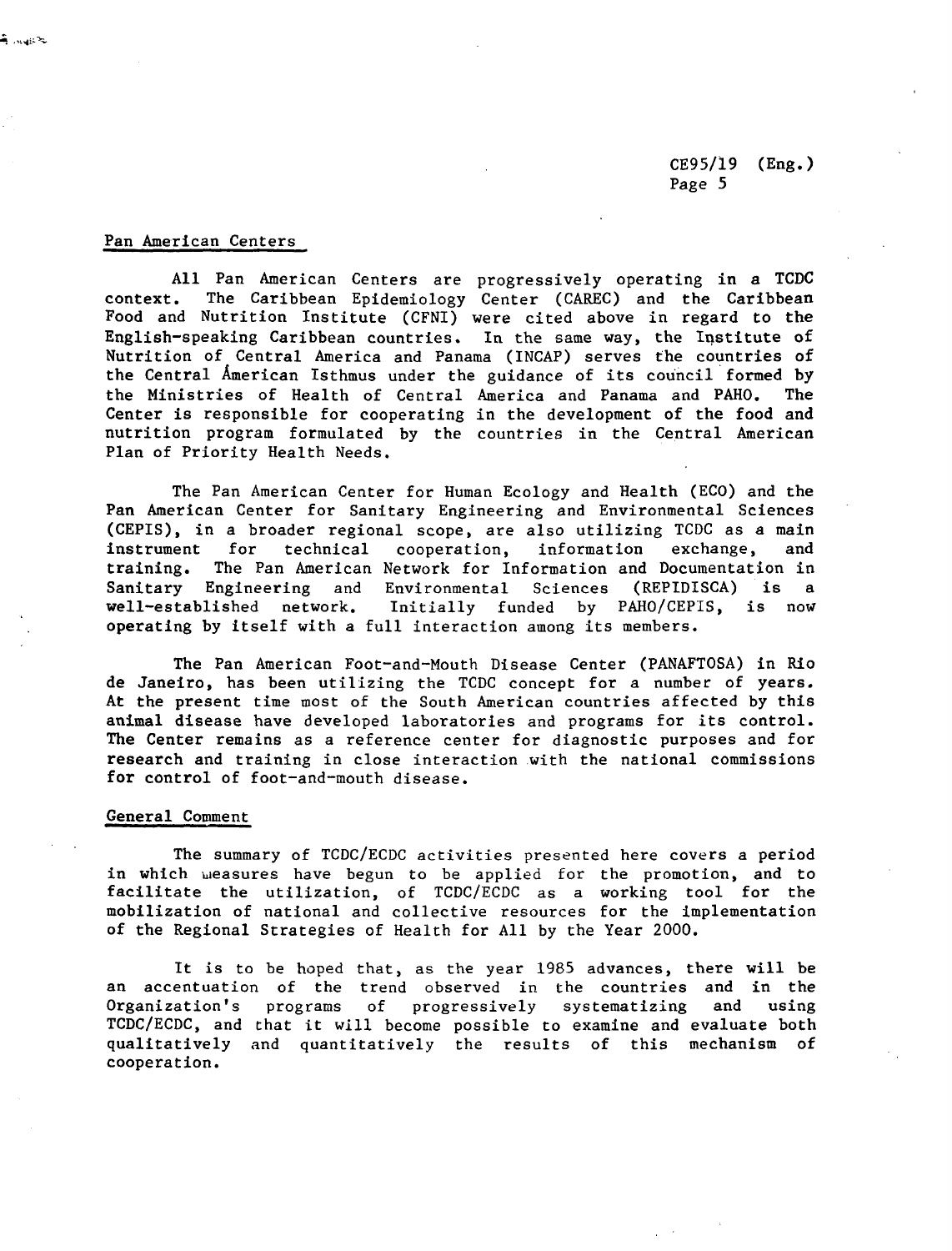## Pan American Centers

All Pan American Centers are progressively operating in a TCDC context. The Caribbean Epidemiology Center (CAREC) and the Caribbean Food and Nutrition Institute (CFNI) were cited above in regard to the English-speaking Caribbean countries. In the same way, the Institute of Nutrition of Central America and Panama (INCAP) serves the countries of the Central American Isthmus under the guidance of its council formed by the Ministries of Health of Central America and Panama and PAHO. The Center is responsible for cooperating in the development of the food and nutrition program formulated by the countries in the Central American Plan of Priority Health Needs.

The Pan American Center for Human Ecology and Health (ECO) and the Pan American Center for Sanitary Engineering and Environmental Sciences (CEPIS), in a broader regional scope, are also utilizing TCDC as a main instrument for technical cooperation, information exchange, and training. The Pan American Network for Information and Documentation in Sanitary Engineering and Environmental Sciences (REPIDISCA) is a well-established network. Initially funded by PAHO/CEPIS, is now operating by itself with a full interaction among its members.

The Pan American Foot-and-Mouth Disease Center (PANAFTOSA) in Rio de Janeiro, has been utilizing the TCDC concept for a number of years. At the present time most of the South American countries affected by this animal disease have developed laboratories and programs for its control. The Center remains as a reference center for diagnostic purposes and for research and training in close interaction with the national commissions for control of foot-and-mouth disease.

## General Comment

The summary of TCDC/ECDC activities presented here covers a period in which measures have begun to be applied for the promotion, and to facilitate the utilization, of TCDC/ECDC as a working tool for the mobilization of national and collective resources for the implementation of the Regional Strategies of Health for All by the Year 2000.

It is to be hoped that, as the year 1985 advances, there will be an accentuation of the trend observed in the countries and in the Organization's programs of progressively systematizing and using TCDC/ECDC, and that it will become possible to examine and evaluate both qualitatively and quantitatively the results of this mechanism of cooperation.